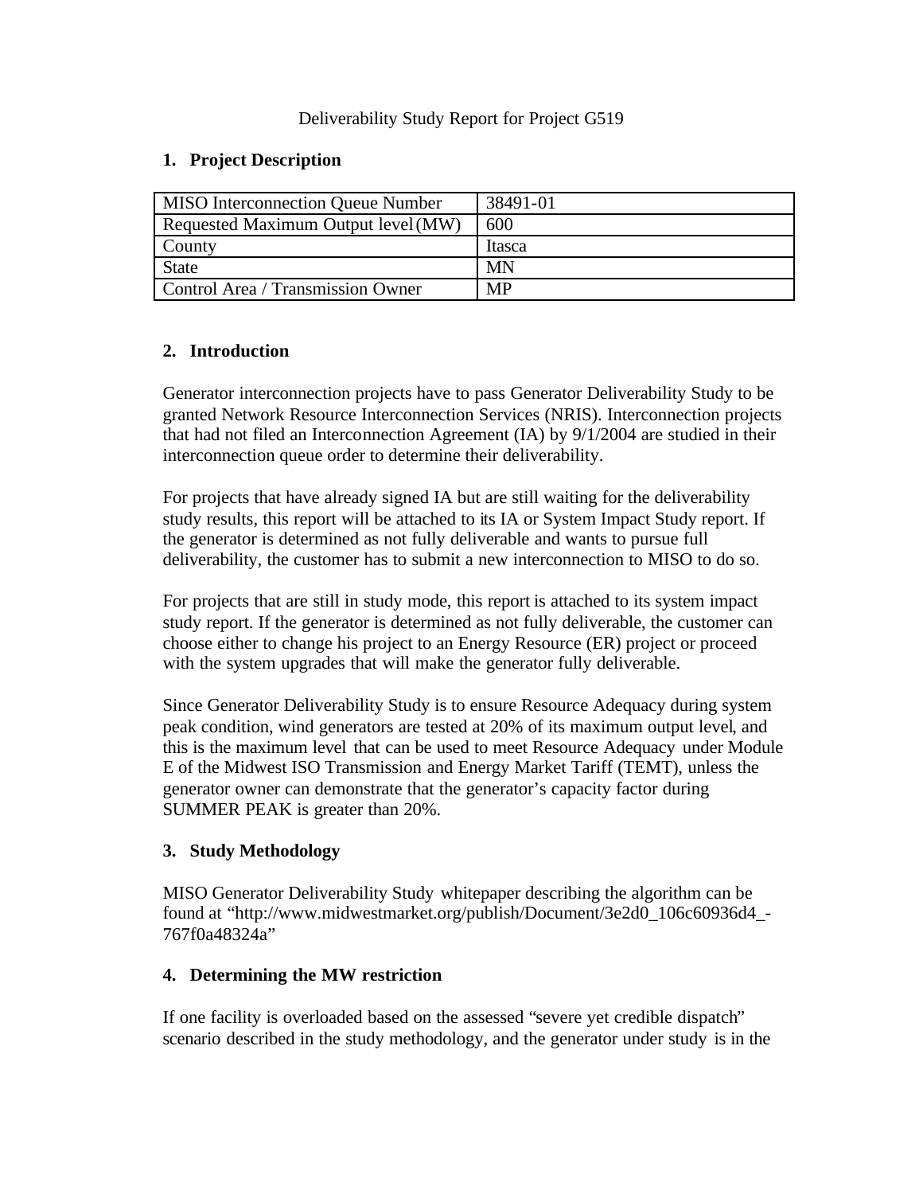Deliverability Study Report for Project G519

## 1. Project Description

| MISO Interconnection Queue Number | 38491-01 |
|---|---|
| Requested Maximum Output level (MW) | 600 |
| County | Itasca |
| State | MN |
| Control Area / Transmission Owner | MP |

## 2. Introduction

Generator interconnection projects have to pass Generator Deliverability Study to be granted Network Resource Interconnection Services (NRIS). Interconnection projects that had not filed an Interconnection Agreement (IA) by 9/1/2004 are studied in their interconnection queue order to determine their deliverability.

For projects that have already signed IA but are still waiting for the deliverability study results, this report will be attached to its IA or System Impact Study report. If the generator is determined as not fully deliverable and wants to pursue full deliverability, the customer has to submit a new interconnection to MISO to do so.

For projects that are still in study mode, this report is attached to its system impact study report. If the generator is determined as not fully deliverable, the customer can choose either to change his project to an Energy Resource (ER) project or proceed with the system upgrades that will make the generator fully deliverable.

Since Generator Deliverability Study is to ensure Resource Adequacy during system peak condition, wind generators are tested at 20% of its maximum output level, and this is the maximum level that can be used to meet Resource Adequacy under Module E of the Midwest ISO Transmission and Energy Market Tariff (TEMT), unless the generator owner can demonstrate that the generator's capacity factor during SUMMER PEAK is greater than 20%.

## 3. Study Methodology

MISO Generator Deliverability Study whitepaper describing the algorithm can be found at "http://www.midwestmarket.org/publish/Document/3e2d0_106c60936d4_-767f0a48324a"

## 4. Determining the MW restriction

If one facility is overloaded based on the assessed "severe yet credible dispatch" scenario described in the study methodology, and the generator under study is in the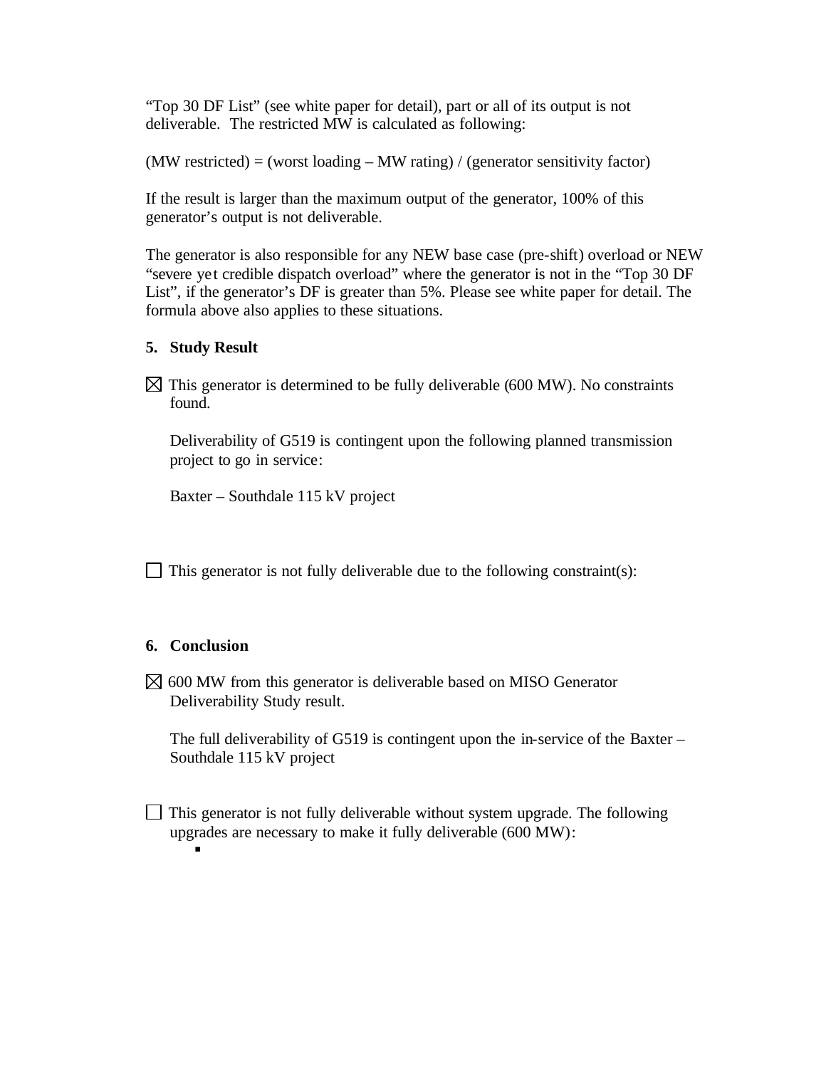"Top 30 DF List" (see white paper for detail), part or all of its output is not deliverable. The restricted MW is calculated as following:

(MW restricted) = (worst loading – MW rating) / (generator sensitivity factor)

If the result is larger than the maximum output of the generator, 100% of this generator's output is not deliverable.

The generator is also responsible for any NEW base case (pre-shift) overload or NEW "severe yet credible dispatch overload" where the generator is not in the "Top 30 DF List", if the generator's DF is greater than 5%. Please see white paper for detail. The formula above also applies to these situations.

### 5. Study Result

☒ This generator is determined to be fully deliverable (600 MW). No constraints found.

Deliverability of G519 is contingent upon the following planned transmission project to go in service:

Baxter – Southdale 115 kV project

☐ This generator is not fully deliverable due to the following constraint(s):

### 6. Conclusion

☒ 600 MW from this generator is deliverable based on MISO Generator Deliverability Study result.

The full deliverability of G519 is contingent upon the in-service of the Baxter – Southdale 115 kV project

☐ This generator is not fully deliverable without system upgrade. The following upgrades are necessary to make it fully deliverable (600 MW):

-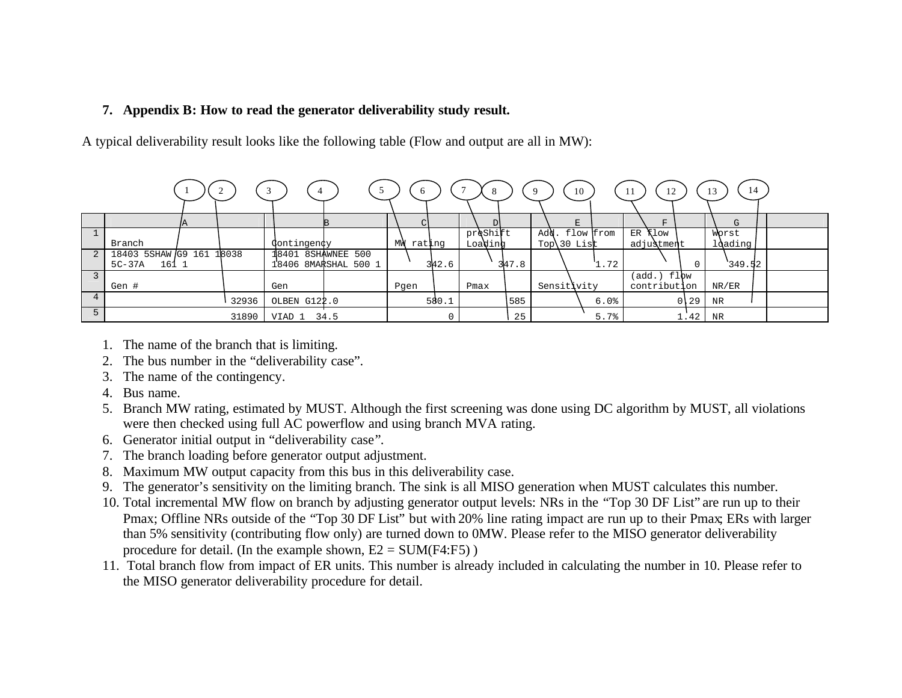## 7. Appendix B: How to read the generator deliverability study result.

A typical deliverability result looks like the following table (Flow and output are all in MW):

| | A | B | C | D | E | F | G | |
|---|---|---|---|---|---|---|---|---|
| 1 | Branch | Contingency | MW rating | preShift Loading | Add. flow from Top 30 List | ER flow adjustment | Worst loading | |
| 2 | 18403 5SHAW G9 161 18038 5C-37A 161 1 | 18401 8SHAWNEE 500 18406 8MARSHAL 500 1 | 342.6 | 347.8 | 1.72 | 0 | 349.52 | |
| 3 | Gen # | Gen | Pgen | Pmax | Sensitivity | (add.) flow contribution | NR/ER | |
| 4 | 32936 | OLBEN G122.0 | 580.1 | 585 | 6.0% | 0.29 | NR | |
| 5 | 31890 | VIAD 1 34.5 | 0 | 25 | 5.7% | 1.42 | NR | |

1. The name of the branch that is limiting.
2. The bus number in the "deliverability case".
3. The name of the contingency.
4. Bus name.
5. Branch MW rating, estimated by MUST. Although the first screening was done using DC algorithm by MUST, all violations were then checked using full AC powerflow and using branch MVA rating.
6. Generator initial output in "deliverability case".
7. The branch loading before generator output adjustment.
8. Maximum MW output capacity from this bus in this deliverability case.
9. The generator's sensitivity on the limiting branch. The sink is all MISO generation when MUST calculates this number.
10. Total incremental MW flow on branch by adjusting generator output levels: NRs in the "Top 30 DF List" are run up to their Pmax; Offline NRs outside of the "Top 30 DF List" but with 20% line rating impact are run up to their Pmax; ERs with larger than 5% sensitivity (contributing flow only) are turned down to 0MW. Please refer to the MISO generator deliverability procedure for detail. (In the example shown, E2 = SUM(F4:F5) )
11. Total branch flow from impact of ER units. This number is already included in calculating the number in 10. Please refer to the MISO generator deliverability procedure for detail.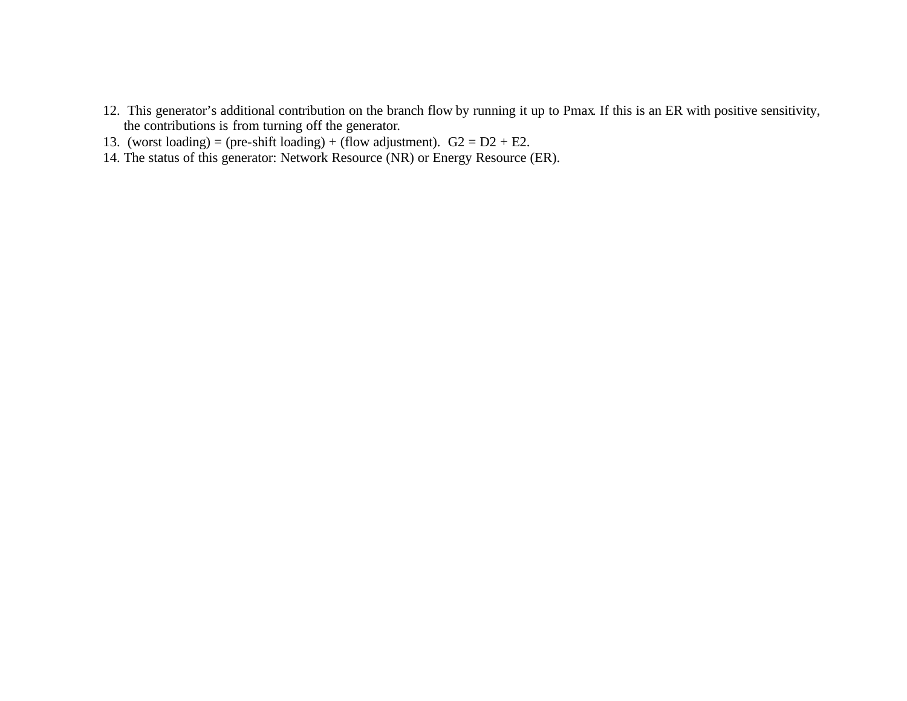12. This generator's additional contribution on the branch flow by running it up to Pmax. If this is an ER with positive sensitivity, the contributions is from turning off the generator.
13. (worst loading) = (pre-shift loading) + (flow adjustment). G2 = D2 + E2.
14. The status of this generator: Network Resource (NR) or Energy Resource (ER).